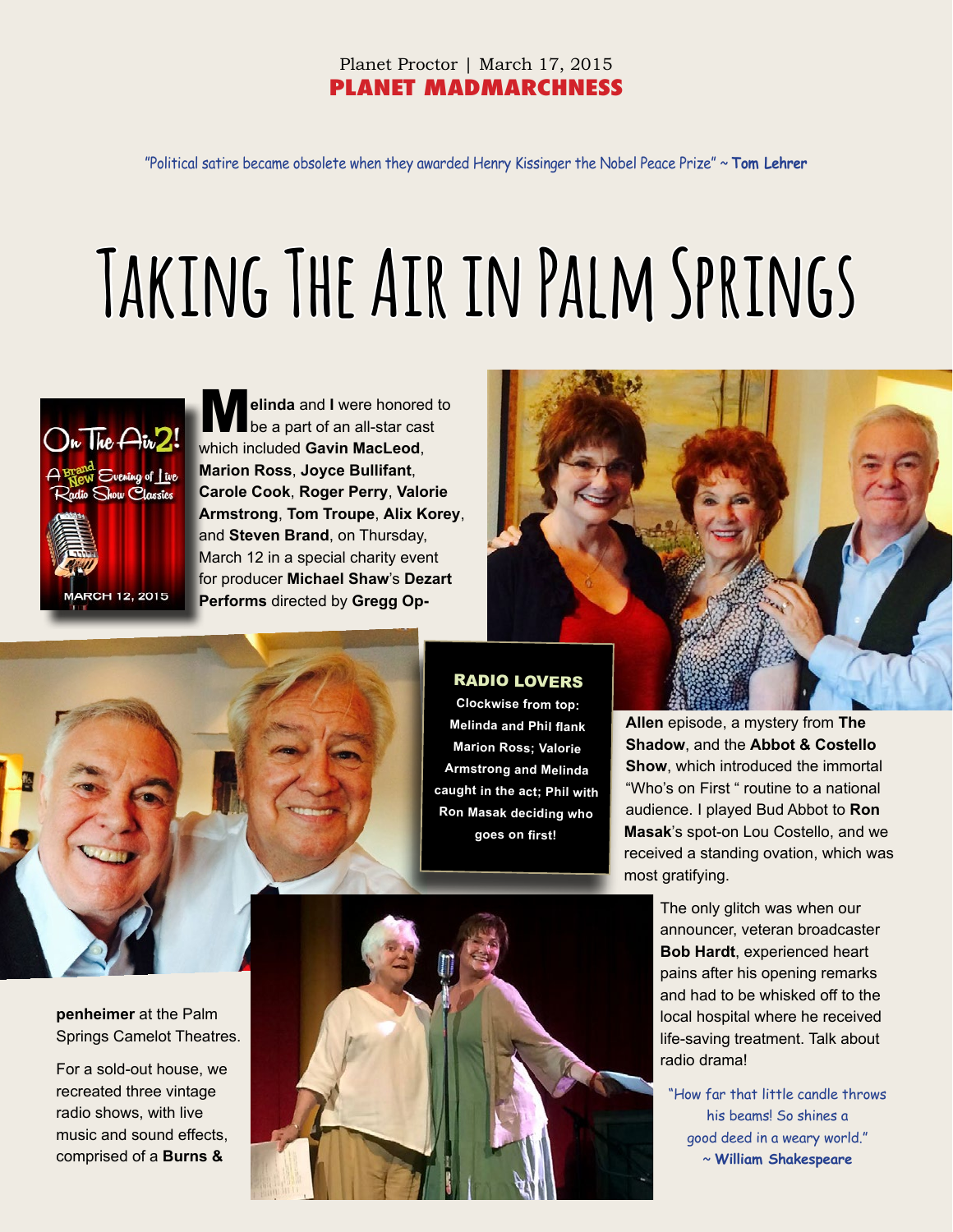Planet Proctor | March 17, 2015

**PLANET MADMARCHNESS**

"Political satire became obsolete when they awarded Henry Kissinger the Nobel Peace Prize" ~ **Tom Lehrer**

# Taking The Air in Palm Springs

**Melinda** and **I** were honored to be a part of an all-star cast which included **Gavin MacLeod**, **Marion Ross**, **Joyce Bullifant**, **Carole Cook**, **Roger Perry**, **Valorie Armstrong**, **Tom Troupe**, **Alix Korey**, and **Steven Brand**, on Thursday, March 12 in a special charity event for producer **Michael Shaw**'s **Dezart Performs** directed by **Gregg Oppenheimer** at the Palm Springs Camelot Theatres.

For a sold-out house, we recreated three vintage radio shows, with live music and sound effects, comprised of a **Burns & Allen** episode, a mystery from **The Shadow**, and the **Abbot & Costello Show**, which introduced the immortal "Who's on First " routine to a national audience. I played Bud Abbot to **Ron Masak**'s spot-on Lou Costello, and we received a standing ovation, which was most gratifying.

The only glitch was when our announcer, veteran broadcaster **Bob Hardt**, experienced heart pains after his opening remarks and had to be whisked off to the local hospital where he received life-saving treatment. Talk about radio drama!

**RADIO LOVERS**

**Clockwise from top: Melinda and Phil flank Marion Ross; Valorie Armstrong and Melinda caught in the act; Phil with Ron Masak deciding who goes on first!**

"How far that little candle throws his beams! So shines a good deed in a weary world." ~ **William Shakespeare**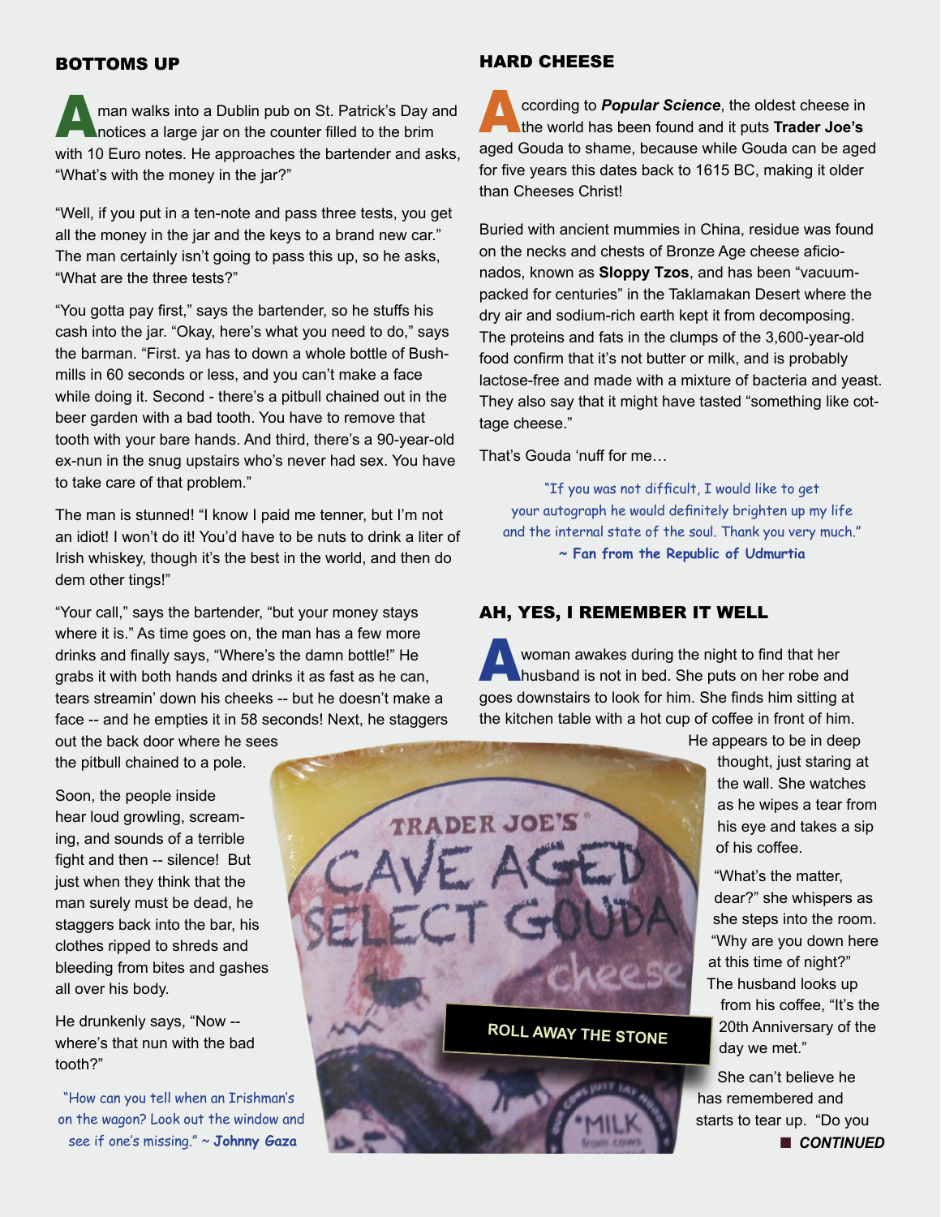## BOTTOMS UP

A man walks into a Dublin pub on St. Patrick's Day and notices a large jar on the counter filled to the brim with 10 Euro notes. He approaches the bartender and asks, "What's with the money in the jar?"

"Well, if you put in a ten-note and pass three tests, you get all the money in the jar and the keys to a brand new car." The man certainly isn't going to pass this up, so he asks, "What are the three tests?"

"You gotta pay first," says the bartender, so he stuffs his cash into the jar. "Okay, here's what you need to do," says the barman. "First. ya has to down a whole bottle of Bushmills in 60 seconds or less, and you can't make a face while doing it. Second - there's a pitbull chained out in the beer garden with a bad tooth. You have to remove that tooth with your bare hands. And third, there's a 90-year-old ex-nun in the snug upstairs who's never had sex. You have to take care of that problem."

The man is stunned! "I know I paid me tenner, but I'm not an idiot! I won't do it! You'd have to be nuts to drink a liter of Irish whiskey, though it's the best in the world, and then do dem other tings!"

"Your call," says the bartender, "but your money stays where it is." As time goes on, the man has a few more drinks and finally says, "Where's the damn bottle!" He grabs it with both hands and drinks it as fast as he can, tears streamin' down his cheeks -- but he doesn't make a face -- and he empties it in 58 seconds! Next, he staggers out the back door where he sees the pitbull chained to a pole.

Soon, the people inside hear loud growling, screaming, and sounds of a terrible fight and then -- silence! But just when they think that the man surely must be dead, he staggers back into the bar, his clothes ripped to shreds and bleeding from bites and gashes all over his body.

He drunkenly says, "Now -- where's that nun with the bad tooth?"

"How can you tell when an Irishman's on the wagon? Look out the window and see if one's missing." ~ **Johnny Gaza**

## HARD CHEESE

According to ***Popular Science***, the oldest cheese in the world has been found and it puts **Trader Joe's** aged Gouda to shame, because while Gouda can be aged for five years this dates back to 1615 BC, making it older than Cheeses Christ!

Buried with ancient mummies in China, residue was found on the necks and chests of Bronze Age cheese aficionados, known as **Sloppy Tzos**, and has been "vacuum-packed for centuries" in the Taklamakan Desert where the dry air and sodium-rich earth kept it from decomposing. The proteins and fats in the clumps of the 3,600-year-old food confirm that it's not butter or milk, and is probably lactose-free and made with a mixture of bacteria and yeast. They also say that it might have tasted "something like cottage cheese."

That's Gouda 'nuff for me…

"If you was not difficult, I would like to get your autograph he would definitely brighten up my life and the internal state of the soul. Thank you very much." **~ Fan from the Republic of Udmurtia**

ROLL AWAY THE STONE

## AH, YES, I REMEMBER IT WELL

A woman awakes during the night to find that her husband is not in bed. She puts on her robe and goes downstairs to look for him. She finds him sitting at the kitchen table with a hot cup of coffee in front of him. He appears to be in deep thought, just staring at the wall. She watches as he wipes a tear from his eye and takes a sip of his coffee.

"What's the matter, dear?" she whispers as she steps into the room. "Why are you down here at this time of night?" The husband looks up from his coffee, "It's the 20th Anniversary of the day we met."

She can't believe he has remembered and starts to tear up. "Do you

■ ***CONTINUED***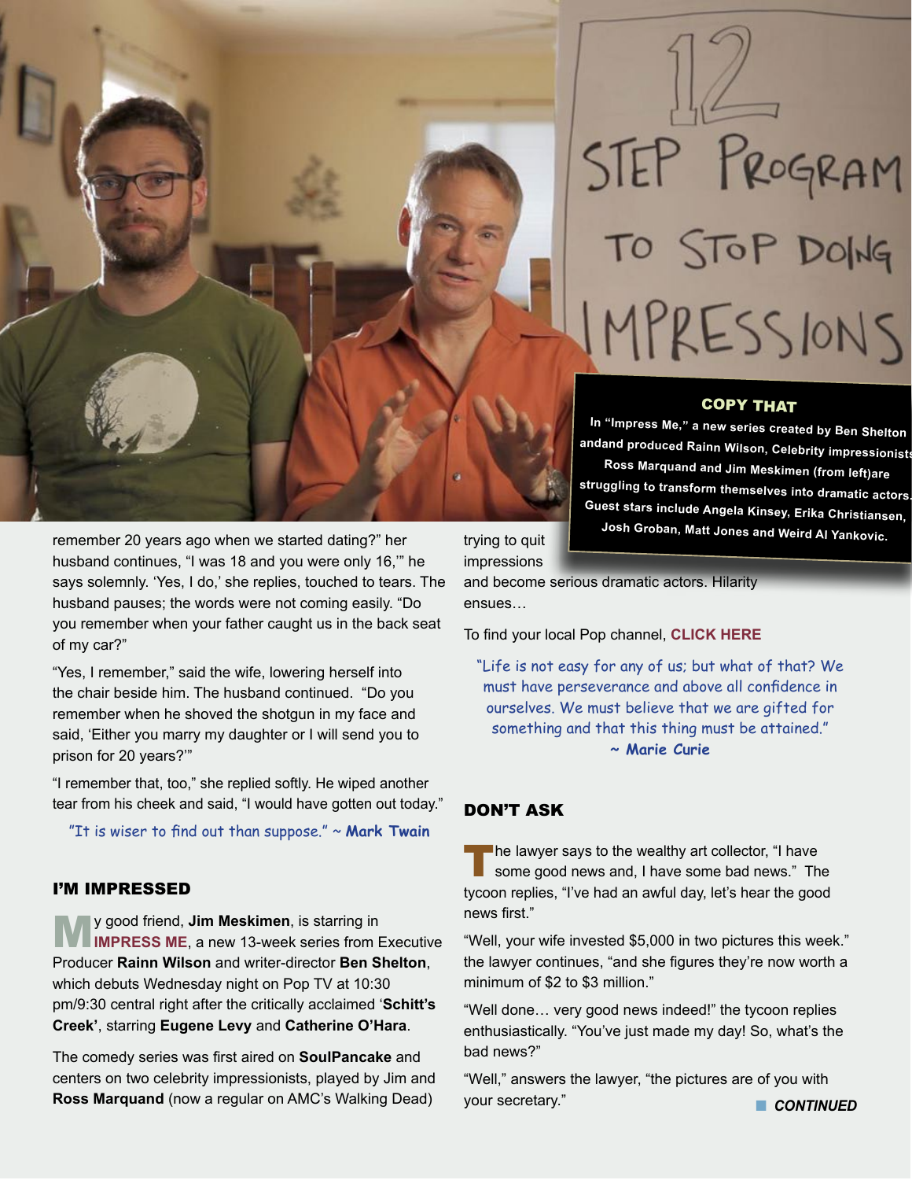remember 20 years ago when we started dating?" her husband continues, "I was 18 and you were only 16,'" he says solemnly. 'Yes, I do,' she replies, touched to tears. The husband pauses; the words were not coming easily. "Do you remember when your father caught us in the back seat of my car?"

"Yes, I remember," said the wife, lowering herself into the chair beside him. The husband continued. "Do you remember when he shoved the shotgun in my face and said, 'Either you marry my daughter or I will send you to prison for 20 years?'"

"I remember that, too," she replied softly. He wiped another tear from his cheek and said, "I would have gotten out today."

"It is wiser to find out than suppose." ~ **Mark Twain**

## I'M IMPRESSED

My good friend, **Jim Meskimen**, is starring in **IMPRESS ME**, a new 13-week series from Executive Producer **Rainn Wilson** and writer-director **Ben Shelton**, which debuts Wednesday night on Pop TV at 10:30 pm/9:30 central right after the critically acclaimed '**Schitt's Creek**', starring **Eugene Levy** and **Catherine O'Hara**.

The comedy series was first aired on **SoulPancake** and centers on two celebrity impressionists, played by Jim and **Ross Marquand** (now a regular on AMC's Walking Dead) trying to quit impressions and become serious dramatic actors. Hilarity ensues…

**COPY THAT**

**In "Impress Me," a new series created by Ben Shelton andand produced Rainn Wilson, Celebrity impressionists Ross Marquand and Jim Meskimen (from left)are struggling to transform themselves into dramatic actors. Guest stars include Angela Kinsey, Erika Christiansen, Josh Groban, Matt Jones and Weird Al Yankovic.**

To find your local Pop channel, **CLICK HERE**

"Life is not easy for any of us; but what of that? We must have perseverance and above all confidence in ourselves. We must believe that we are gifted for something and that this thing must be attained."
~ **Marie Curie**

## DON'T ASK

The lawyer says to the wealthy art collector, "I have some good news and, I have some bad news." The tycoon replies, "I've had an awful day, let's hear the good news first."

"Well, your wife invested $5,000 in two pictures this week." the lawyer continues, "and she figures they're now worth a minimum of $2 to $3 million."

"Well done… very good news indeed!" the tycoon replies enthusiastically. "You've just made my day! So, what's the bad news?"

"Well," answers the lawyer, "the pictures are of you with your secretary."

***CONTINUED***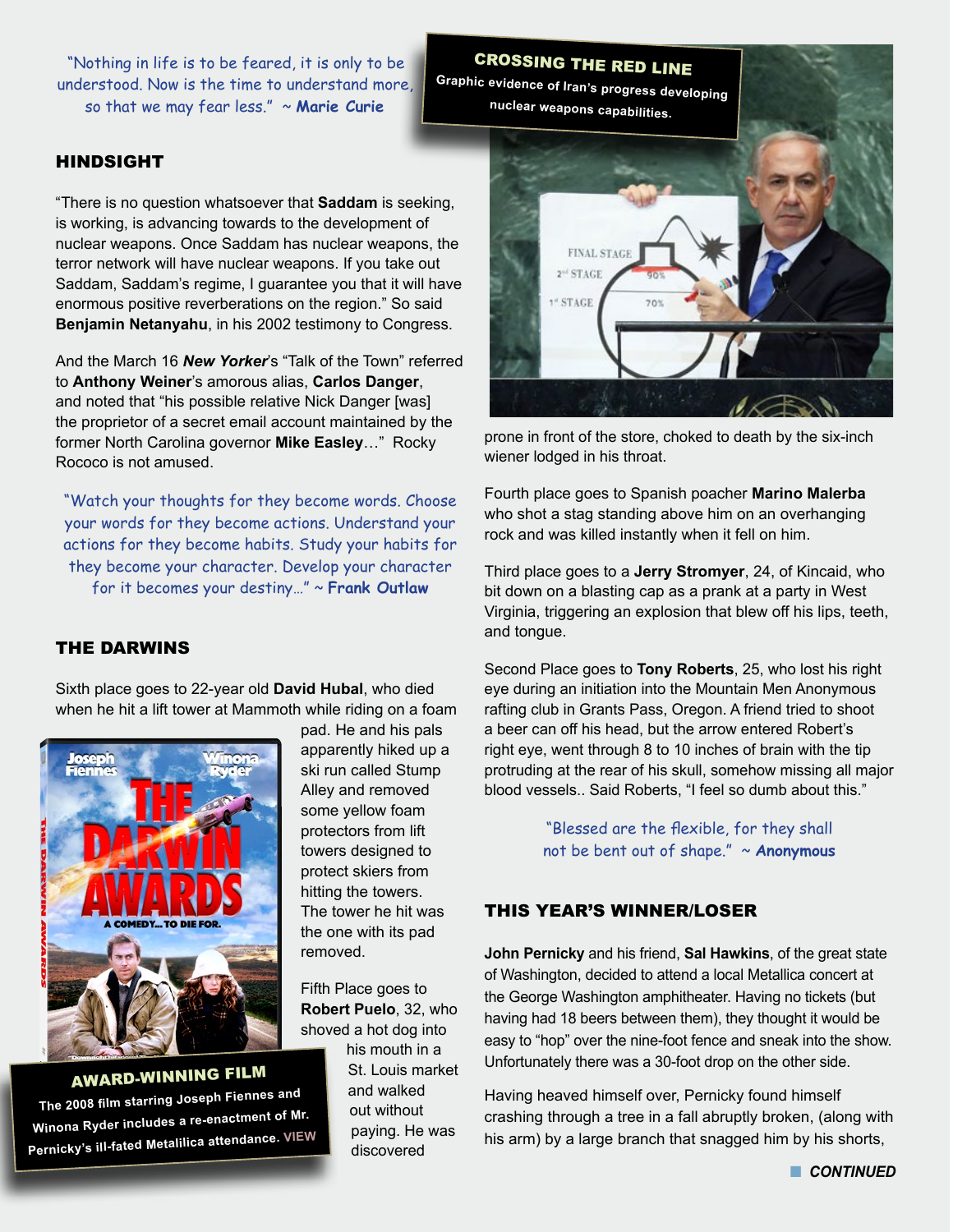"Nothing in life is to be feared, it is only to be understood. Now is the time to understand more, so that we may fear less." ~ **Marie Curie**

## HINDSIGHT

"There is no question whatsoever that **Saddam** is seeking, is working, is advancing towards to the development of nuclear weapons. Once Saddam has nuclear weapons, the terror network will have nuclear weapons. If you take out Saddam, Saddam's regime, I guarantee you that it will have enormous positive reverberations on the region." So said **Benjamin Netanyahu**, in his 2002 testimony to Congress.

And the March 16 ***New Yorker***'s "Talk of the Town" referred to **Anthony Weiner**'s amorous alias, **Carlos Danger**, and noted that "his possible relative Nick Danger [was] the proprietor of a secret email account maintained by the former North Carolina governor **Mike Easley**…" Rocky Rococo is not amused.

"Watch your thoughts for they become words. Choose your words for they become actions. Understand your actions for they become habits. Study your habits for they become your character. Develop your character for it becomes your destiny…" ~ **Frank Outlaw**

## THE DARWINS

Sixth place goes to 22-year old **David Hubal**, who died when he hit a lift tower at Mammoth while riding on a foam pad. He and his pals apparently hiked up a ski run called Stump Alley and removed some yellow foam protectors from lift towers designed to protect skiers from hitting the towers. The tower he hit was the one with its pad removed.

Fifth Place goes to **Robert Puelo**, 32, who shoved a hot dog into his mouth in a St. Louis market and walked out without paying. He was discovered prone in front of the store, choked to death by the six-inch wiener lodged in his throat.

Fourth place goes to Spanish poacher **Marino Malerba** who shot a stag standing above him on an overhanging rock and was killed instantly when it fell on him.

Third place goes to a **Jerry Stromyer**, 24, of Kincaid, who bit down on a blasting cap as a prank at a party in West Virginia, triggering an explosion that blew off his lips, teeth, and tongue.

Second Place goes to **Tony Roberts**, 25, who lost his right eye during an initiation into the Mountain Men Anonymous rafting club in Grants Pass, Oregon. A friend tried to shoot a beer can off his head, but the arrow entered Robert's right eye, went through 8 to 10 inches of brain with the tip protruding at the rear of his skull, somehow missing all major blood vessels.. Said Roberts, "I feel so dumb about this."

"Blessed are the flexible, for they shall not be bent out of shape." ~ ***Anonymous***

**AWARD-WINNING FILM**

The 2008 film starring Joseph Fiennes and Winona Ryder includes a re-enactment of Mr. Pernicky's ill-fated Metalilica attendance. VIEW

**CROSSING THE RED LINE**

Graphic evidence of Iran's progress developing nuclear weapons capabilities.

## THIS YEAR'S WINNER/LOSER

**John Pernicky** and his friend, **Sal Hawkins**, of the great state of Washington, decided to attend a local Metallica concert at the George Washington amphitheater. Having no tickets (but having had 18 beers between them), they thought it would be easy to "hop" over the nine-foot fence and sneak into the show. Unfortunately there was a 30-foot drop on the other side.

Having heaved himself over, Pernicky found himself crashing through a tree in a fall abruptly broken, (along with his arm) by a large branch that snagged him by his shorts,

***CONTINUED***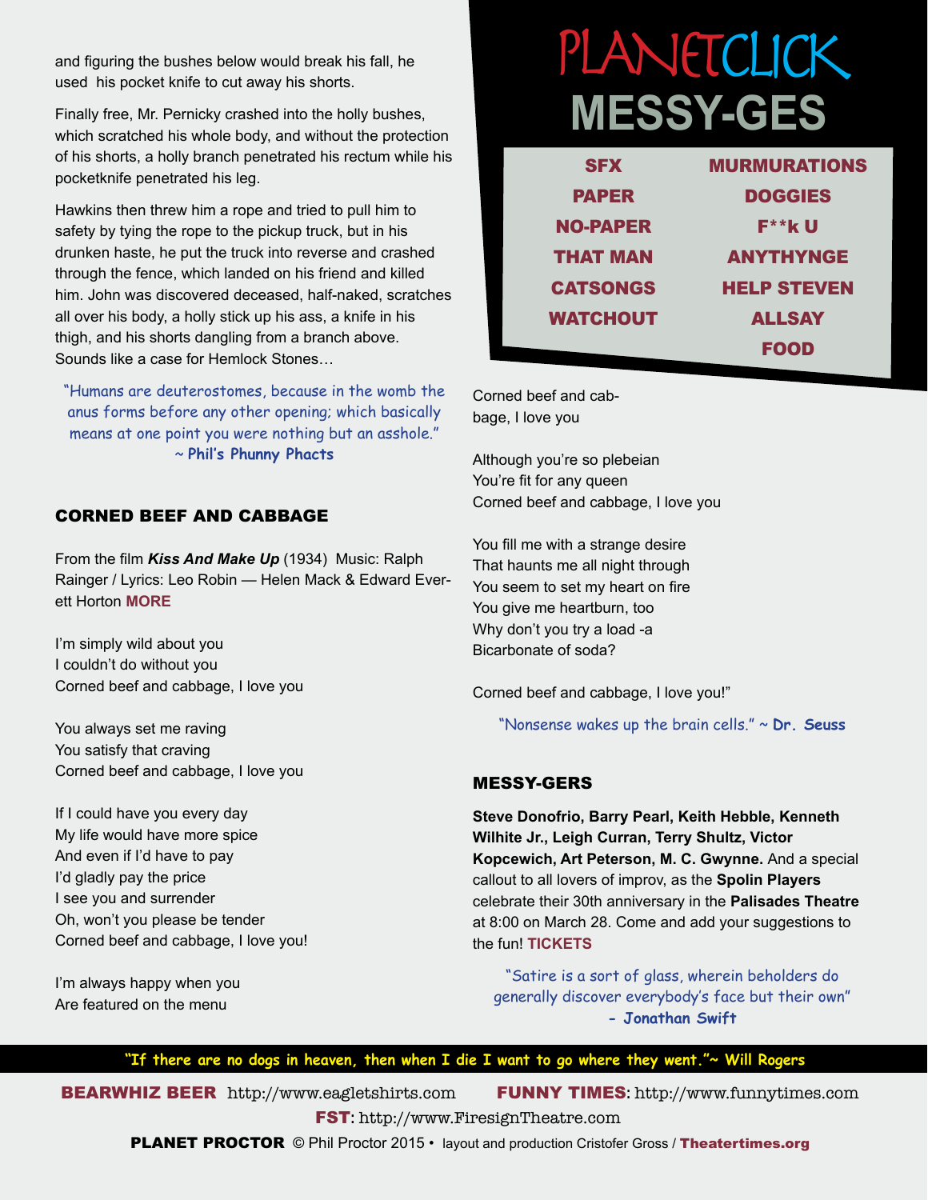and figuring the bushes below would break his fall, he used his pocket knife to cut away his shorts.

Finally free, Mr. Pernicky crashed into the holly bushes, which scratched his whole body, and without the protection of his shorts, a holly branch penetrated his rectum while his pocketknife penetrated his leg.

Hawkins then threw him a rope and tried to pull him to safety by tying the rope to the pickup truck, but in his drunken haste, he put the truck into reverse and crashed through the fence, which landed on his friend and killed him. John was discovered deceased, half-naked, scratches all over his body, a holly stick up his ass, a knife in his thigh, and his shorts dangling from a branch above. Sounds like a case for Hemlock Stones…

"Humans are deuterostomes, because in the womb the anus forms before any other opening; which basically means at one point you were nothing but an asshole."
~ **Phil's Phunny Phacts**

## CORNED BEEF AND CABBAGE

From the film ***Kiss And Make Up*** (1934) Music: Ralph Rainger / Lyrics: Leo Robin — Helen Mack & Edward Everett Horton **MORE**

I'm simply wild about you
I couldn't do without you
Corned beef and cabbage, I love you

You always set me raving
You satisfy that craving
Corned beef and cabbage, I love you

If I could have you every day
My life would have more spice
And even if I'd have to pay
I'd gladly pay the price
I see you and surrender
Oh, won't you please be tender
Corned beef and cabbage, I love you!

I'm always happy when you
Are featured on the menu
Corned beef and cabbage, I love you

Although you're so plebeian
You're fit for any queen
Corned beef and cabbage, I love you

You fill me with a strange desire
That haunts me all night through
You seem to set my heart on fire
You give me heartburn, too
Why don't you try a load -a
Bicarbonate of soda?

Corned beef and cabbage, I love you!"

"Nonsense wakes up the brain cells." ~ **Dr. Seuss**

# PLANETCLICK MESSY-GES

| | |
|---|---|
| SFX | MURMURATIONS |
| PAPER | DOGGIES |
| NO-PAPER | F**k U |
| THAT MAN | ANYTHYNGE |
| CATSONGS | HELP STEVEN |
| WATCHOUT | ALLSAY |
| | FOOD |

## MESSY-GERS

**Steve Donofrio, Barry Pearl, Keith Hebble, Kenneth Wilhite Jr., Leigh Curran, Terry Shultz, Victor Kopcewich, Art Peterson, M. C. Gwynne.** And a special callout to all lovers of improv, as the **Spolin Players** celebrate their 30th anniversary in the **Palisades Theatre** at 8:00 on March 28. Come and add your suggestions to the fun! **TICKETS**

"Satire is a sort of glass, wherein beholders do generally discover everybody's face but their own"
**- Jonathan Swift**

**"If there are no dogs in heaven, then when I die I want to go where they went."~ Will Rogers**

**BEARWHIZ BEER** http://www.eagletshirts.com **FUNNY TIMES**: http://www.funnytimes.com
**FST**: http://www.FiresignTheatre.com
**PLANET PROCTOR** © Phil Proctor 2015 • layout and production Cristofer Gross / **Theatertimes.org**